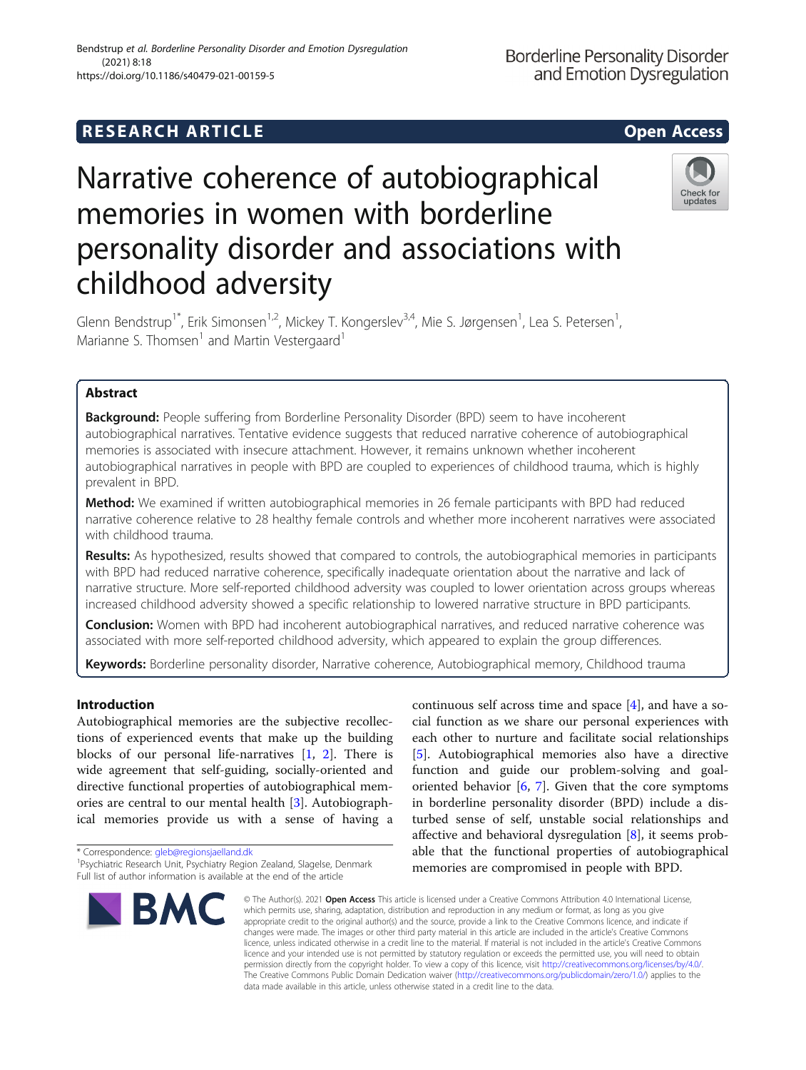RESEARCH ARTICLE

Open Access

# Narrative coherence of autobiographical memories in women with borderline personality disorder and associations with childhood adversity

Glenn Bendstrup[1*], Erik Simonsen[1,2], Mickey T. Kongerslev[3,4], Mie S. Jørgensen[1], Lea S. Petersen[1], Marianne S. Thomsen[1] and Martin Vestergaard[1]

## Abstract

**Background:** People suffering from Borderline Personality Disorder (BPD) seem to have incoherent autobiographical narratives. Tentative evidence suggests that reduced narrative coherence of autobiographical memories is associated with insecure attachment. However, it remains unknown whether incoherent autobiographical narratives in people with BPD are coupled to experiences of childhood trauma, which is highly prevalent in BPD.

**Method:** We examined if written autobiographical memories in 26 female participants with BPD had reduced narrative coherence relative to 28 healthy female controls and whether more incoherent narratives were associated with childhood trauma.

**Results:** As hypothesized, results showed that compared to controls, the autobiographical memories in participants with BPD had reduced narrative coherence, specifically inadequate orientation about the narrative and lack of narrative structure. More self-reported childhood adversity was coupled to lower orientation across groups whereas increased childhood adversity showed a specific relationship to lowered narrative structure in BPD participants.

**Conclusion:** Women with BPD had incoherent autobiographical narratives, and reduced narrative coherence was associated with more self-reported childhood adversity, which appeared to explain the group differences.

**Keywords:** Borderline personality disorder, Narrative coherence, Autobiographical memory, Childhood trauma

## Introduction

Autobiographical memories are the subjective recollections of experienced events that make up the building blocks of our personal life-narratives [1, 2]. There is wide agreement that self-guiding, socially-oriented and directive functional properties of autobiographical memories are central to our mental health [3]. Autobiographical memories provide us with a sense of having a continuous self across time and space [4], and have a social function as we share our personal experiences with each other to nurture and facilitate social relationships [5]. Autobiographical memories also have a directive function and guide our problem-solving and goal-oriented behavior [6, 7]. Given that the core symptoms in borderline personality disorder (BPD) include a disturbed sense of self, unstable social relationships and affective and behavioral dysregulation [8], it seems probable that the functional properties of autobiographical memories are compromised in people with BPD.

\* Correspondence: gleb@regionsjaelland.dk

[1]Psychiatric Research Unit, Psychiatry Region Zealand, Slagelse, Denmark

Full list of author information is available at the end of the article

© The Author(s). 2021 **Open Access** This article is licensed under a Creative Commons Attribution 4.0 International License, which permits use, sharing, adaptation, distribution and reproduction in any medium or format, as long as you give appropriate credit to the original author(s) and the source, provide a link to the Creative Commons licence, and indicate if changes were made. The images or other third party material in this article are included in the article's Creative Commons licence, unless indicated otherwise in a credit line to the material. If material is not included in the article's Creative Commons licence and your intended use is not permitted by statutory regulation or exceeds the permitted use, you will need to obtain permission directly from the copyright holder. To view a copy of this licence, visit http://creativecommons.org/licenses/by/4.0/. The Creative Commons Public Domain Dedication waiver (http://creativecommons.org/publicdomain/zero/1.0/) applies to the data made available in this article, unless otherwise stated in a credit line to the data.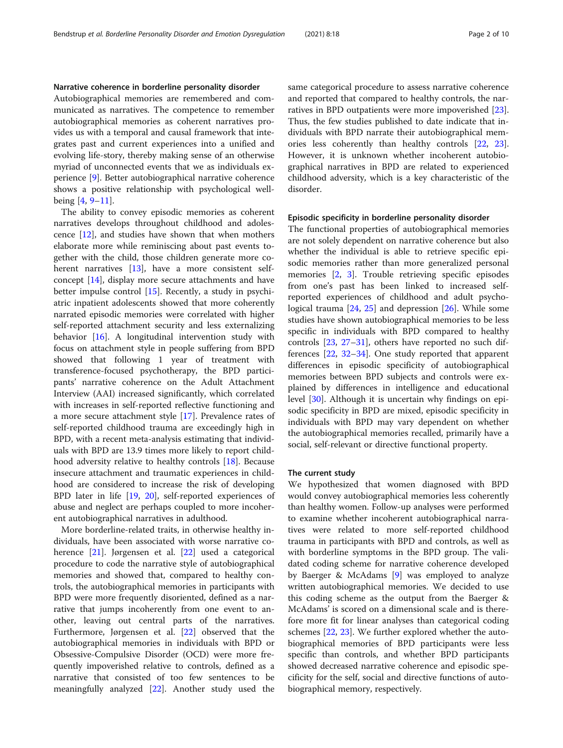### Narrative coherence in borderline personality disorder

Autobiographical memories are remembered and communicated as narratives. The competence to remember autobiographical memories as coherent narratives provides us with a temporal and causal framework that integrates past and current experiences into a unified and evolving life-story, thereby making sense of an otherwise myriad of unconnected events that we as individuals experience [9]. Better autobiographical narrative coherence shows a positive relationship with psychological well-being [4, 9–11].

The ability to convey episodic memories as coherent narratives develops throughout childhood and adolescence [12], and studies have shown that when mothers elaborate more while reminiscing about past events together with the child, those children generate more coherent narratives [13], have a more consistent self-concept [14], display more secure attachments and have better impulse control [15]. Recently, a study in psychiatric inpatient adolescents showed that more coherently narrated episodic memories were correlated with higher self-reported attachment security and less externalizing behavior [16]. A longitudinal intervention study with focus on attachment style in people suffering from BPD showed that following 1 year of treatment with transference-focused psychotherapy, the BPD participants' narrative coherence on the Adult Attachment Interview (AAI) increased significantly, which correlated with increases in self-reported reflective functioning and a more secure attachment style [17]. Prevalence rates of self-reported childhood trauma are exceedingly high in BPD, with a recent meta-analysis estimating that individuals with BPD are 13.9 times more likely to report childhood adversity relative to healthy controls [18]. Because insecure attachment and traumatic experiences in childhood are considered to increase the risk of developing BPD later in life [19, 20], self-reported experiences of abuse and neglect are perhaps coupled to more incoherent autobiographical narratives in adulthood.

More borderline-related traits, in otherwise healthy individuals, have been associated with worse narrative coherence [21]. Jørgensen et al. [22] used a categorical procedure to code the narrative style of autobiographical memories and showed that, compared to healthy controls, the autobiographical memories in participants with BPD were more frequently disoriented, defined as a narrative that jumps incoherently from one event to another, leaving out central parts of the narratives. Furthermore, Jørgensen et al. [22] observed that the autobiographical memories in individuals with BPD or Obsessive-Compulsive Disorder (OCD) were more frequently impoverished relative to controls, defined as a narrative that consisted of too few sentences to be meaningfully analyzed [22]. Another study used the same categorical procedure to assess narrative coherence and reported that compared to healthy controls, the narratives in BPD outpatients were more impoverished [23]. Thus, the few studies published to date indicate that individuals with BPD narrate their autobiographical memories less coherently than healthy controls [22, 23]. However, it is unknown whether incoherent autobiographical narratives in BPD are related to experienced childhood adversity, which is a key characteristic of the disorder.

### Episodic specificity in borderline personality disorder

The functional properties of autobiographical memories are not solely dependent on narrative coherence but also whether the individual is able to retrieve specific episodic memories rather than more generalized personal memories [2, 3]. Trouble retrieving specific episodes from one's past has been linked to increased self-reported experiences of childhood and adult psychological trauma [24, 25] and depression [26]. While some studies have shown autobiographical memories to be less specific in individuals with BPD compared to healthy controls [23, 27–31], others have reported no such differences [22, 32–34]. One study reported that apparent differences in episodic specificity of autobiographical memories between BPD subjects and controls were explained by differences in intelligence and educational level [30]. Although it is uncertain why findings on episodic specificity in BPD are mixed, episodic specificity in individuals with BPD may vary dependent on whether the autobiographical memories recalled, primarily have a social, self-relevant or directive functional property.

### The current study

We hypothesized that women diagnosed with BPD would convey autobiographical memories less coherently than healthy women. Follow-up analyses were performed to examine whether incoherent autobiographical narratives were related to more self-reported childhood trauma in participants with BPD and controls, as well as with borderline symptoms in the BPD group. The validated coding scheme for narrative coherence developed by Baerger & McAdams [9] was employed to analyze written autobiographical memories. We decided to use this coding scheme as the output from the Baerger & McAdams' is scored on a dimensional scale and is therefore more fit for linear analyses than categorical coding schemes [22, 23]. We further explored whether the autobiographical memories of BPD participants were less specific than controls, and whether BPD participants showed decreased narrative coherence and episodic specificity for the self, social and directive functions of autobiographical memory, respectively.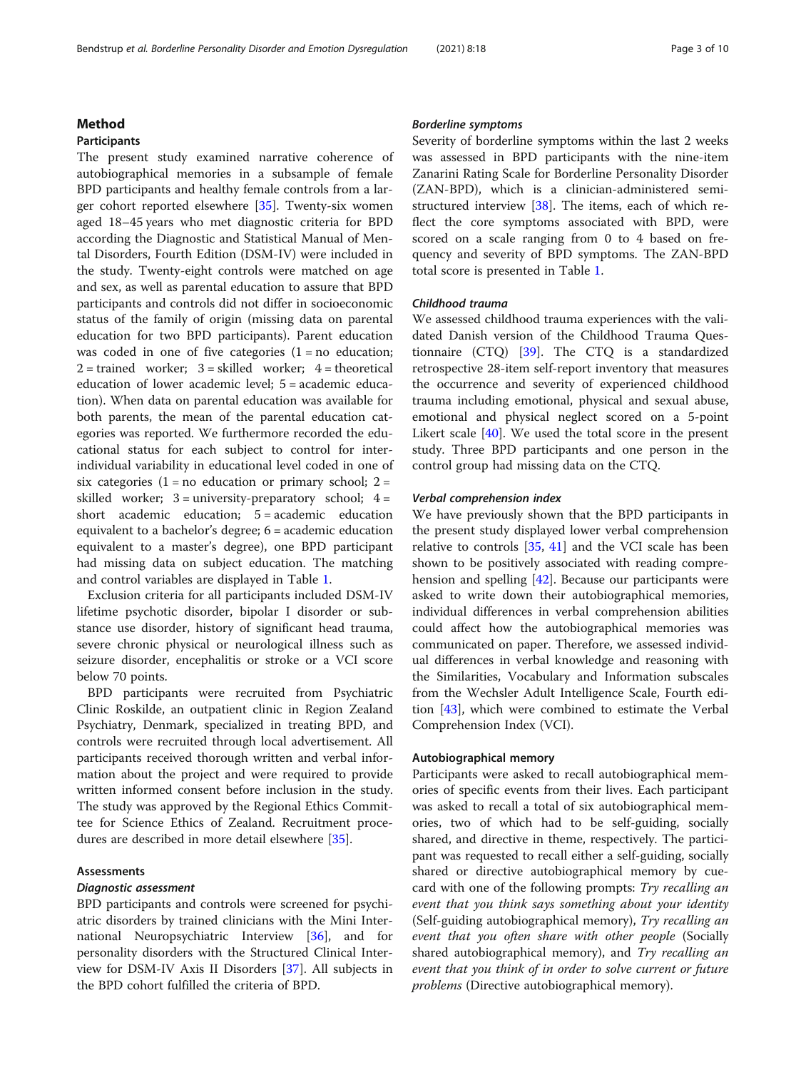## Method

### Participants

The present study examined narrative coherence of autobiographical memories in a subsample of female BPD participants and healthy female controls from a larger cohort reported elsewhere [35]. Twenty-six women aged 18–45 years who met diagnostic criteria for BPD according the Diagnostic and Statistical Manual of Mental Disorders, Fourth Edition (DSM-IV) were included in the study. Twenty-eight controls were matched on age and sex, as well as parental education to assure that BPD participants and controls did not differ in socioeconomic status of the family of origin (missing data on parental education for two BPD participants). Parent education was coded in one of five categories (1 = no education; 2 = trained worker; 3 = skilled worker; 4 = theoretical education of lower academic level; 5 = academic education). When data on parental education was available for both parents, the mean of the parental education categories was reported. We furthermore recorded the educational status for each subject to control for inter-individual variability in educational level coded in one of six categories (1 = no education or primary school; 2 = skilled worker; 3 = university-preparatory school; 4 = short academic education; 5 = academic education equivalent to a bachelor's degree; 6 = academic education equivalent to a master's degree), one BPD participant had missing data on subject education. The matching and control variables are displayed in Table 1.

Exclusion criteria for all participants included DSM-IV lifetime psychotic disorder, bipolar I disorder or substance use disorder, history of significant head trauma, severe chronic physical or neurological illness such as seizure disorder, encephalitis or stroke or a VCI score below 70 points.

BPD participants were recruited from Psychiatric Clinic Roskilde, an outpatient clinic in Region Zealand Psychiatry, Denmark, specialized in treating BPD, and controls were recruited through local advertisement. All participants received thorough written and verbal information about the project and were required to provide written informed consent before inclusion in the study. The study was approved by the Regional Ethics Committee for Science Ethics of Zealand. Recruitment procedures are described in more detail elsewhere [35].

### Assessments

#### *Diagnostic assessment*

BPD participants and controls were screened for psychiatric disorders by trained clinicians with the Mini International Neuropsychiatric Interview [36], and for personality disorders with the Structured Clinical Interview for DSM-IV Axis II Disorders [37]. All subjects in the BPD cohort fulfilled the criteria of BPD.

#### *Borderline symptoms*

Severity of borderline symptoms within the last 2 weeks was assessed in BPD participants with the nine-item Zanarini Rating Scale for Borderline Personality Disorder (ZAN-BPD), which is a clinician-administered semi-structured interview [38]. The items, each of which reflect the core symptoms associated with BPD, were scored on a scale ranging from 0 to 4 based on frequency and severity of BPD symptoms. The ZAN-BPD total score is presented in Table 1.

#### *Childhood trauma*

We assessed childhood trauma experiences with the validated Danish version of the Childhood Trauma Questionnaire (CTQ) [39]. The CTQ is a standardized retrospective 28-item self-report inventory that measures the occurrence and severity of experienced childhood trauma including emotional, physical and sexual abuse, emotional and physical neglect scored on a 5-point Likert scale [40]. We used the total score in the present study. Three BPD participants and one person in the control group had missing data on the CTQ.

#### *Verbal comprehension index*

We have previously shown that the BPD participants in the present study displayed lower verbal comprehension relative to controls [35, 41] and the VCI scale has been shown to be positively associated with reading comprehension and spelling [42]. Because our participants were asked to write down their autobiographical memories, individual differences in verbal comprehension abilities could affect how the autobiographical memories was communicated on paper. Therefore, we assessed individual differences in verbal knowledge and reasoning with the Similarities, Vocabulary and Information subscales from the Wechsler Adult Intelligence Scale, Fourth edition [43], which were combined to estimate the Verbal Comprehension Index (VCI).

### Autobiographical memory

Participants were asked to recall autobiographical memories of specific events from their lives. Each participant was asked to recall a total of six autobiographical memories, two of which had to be self-guiding, socially shared, and directive in theme, respectively. The participant was requested to recall either a self-guiding, socially shared or directive autobiographical memory by cue-card with one of the following prompts: *Try recalling an event that you think says something about your identity* (Self-guiding autobiographical memory), *Try recalling an event that you often share with other people* (Socially shared autobiographical memory), and *Try recalling an event that you think of in order to solve current or future problems* (Directive autobiographical memory).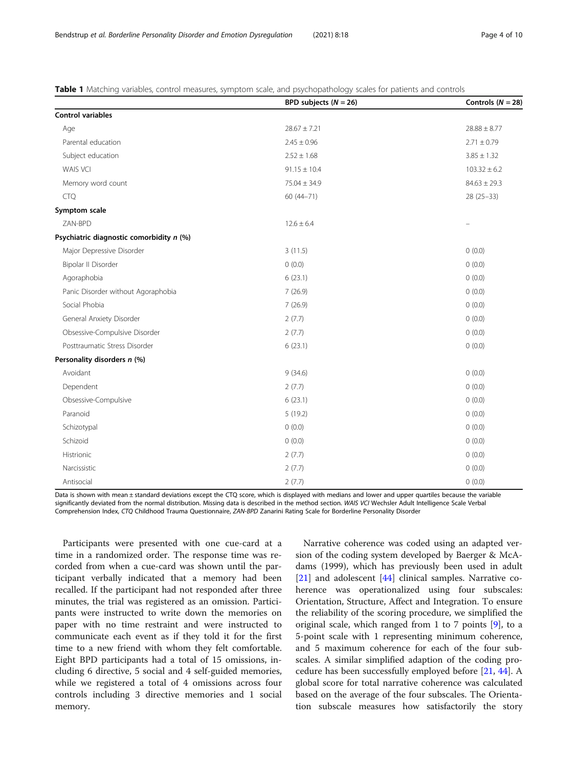**Table 1** Matching variables, control measures, symptom scale, and psychopathology scales for patients and controls

| | BPD subjects ($N = 26$) | Controls ($N = 28$) |
|---|---|---|
| **Control variables** | | |
| Age | 28.67 ± 7.21 | 28.88 ± 8.77 |
| Parental education | 2.45 ± 0.96 | 2.71 ± 0.79 |
| Subject education | 2.52 ± 1.68 | 3.85 ± 1.32 |
| WAIS VCI | 91.15 ± 10.4 | 103.32 ± 6.2 |
| Memory word count | 75.04 ± 34.9 | 84.63 ± 29.3 |
| CTQ | 60 (44–71) | 28 (25–33) |
| **Symptom scale** | | |
| ZAN-BPD | 12.6 ± 6.4 | – |
| **Psychiatric diagnostic comorbidity *n* (%)** | | |
| Major Depressive Disorder | 3 (11.5) | 0 (0.0) |
| Bipolar II Disorder | 0 (0.0) | 0 (0.0) |
| Agoraphobia | 6 (23.1) | 0 (0.0) |
| Panic Disorder without Agoraphobia | 7 (26.9) | 0 (0.0) |
| Social Phobia | 7 (26.9) | 0 (0.0) |
| General Anxiety Disorder | 2 (7.7) | 0 (0.0) |
| Obsessive-Compulsive Disorder | 2 (7.7) | 0 (0.0) |
| Posttraumatic Stress Disorder | 6 (23.1) | 0 (0.0) |
| **Personality disorders *n* (%)** | | |
| Avoidant | 9 (34.6) | 0 (0.0) |
| Dependent | 2 (7.7) | 0 (0.0) |
| Obsessive-Compulsive | 6 (23.1) | 0 (0.0) |
| Paranoid | 5 (19.2) | 0 (0.0) |
| Schizotypal | 0 (0.0) | 0 (0.0) |
| Schizoid | 0 (0.0) | 0 (0.0) |
| Histrionic | 2 (7.7) | 0 (0.0) |
| Narcissistic | 2 (7.7) | 0 (0.0) |
| Antisocial | 2 (7.7) | 0 (0.0) |

Data is shown with mean ± standard deviations except the CTQ score, which is displayed with medians and lower and upper quartiles because the variable significantly deviated from the normal distribution. Missing data is described in the method section. *WAIS VCI* Wechsler Adult Intelligence Scale Verbal Comprehension Index, *CTQ* Childhood Trauma Questionnaire, *ZAN-BPD* Zanarini Rating Scale for Borderline Personality Disorder

Participants were presented with one cue-card at a time in a randomized order. The response time was recorded from when a cue-card was shown until the participant verbally indicated that a memory had been recalled. If the participant had not responded after three minutes, the trial was registered as an omission. Participants were instructed to write down the memories on paper with no time restraint and were instructed to communicate each event as if they told it for the first time to a new friend with whom they felt comfortable. Eight BPD participants had a total of 15 omissions, including 6 directive, 5 social and 4 self-guided memories, while we registered a total of 4 omissions across four controls including 3 directive memories and 1 social memory.

Narrative coherence was coded using an adapted version of the coding system developed by Baerger & McAdams (1999), which has previously been used in adult [21] and adolescent [44] clinical samples. Narrative coherence was operationalized using four subscales: Orientation, Structure, Affect and Integration. To ensure the reliability of the scoring procedure, we simplified the original scale, which ranged from 1 to 7 points [9], to a 5-point scale with 1 representing minimum coherence, and 5 maximum coherence for each of the four subscales. A similar simplified adaption of the coding procedure has been successfully employed before [21, 44]. A global score for total narrative coherence was calculated based on the average of the four subscales. The Orientation subscale measures how satisfactorily the story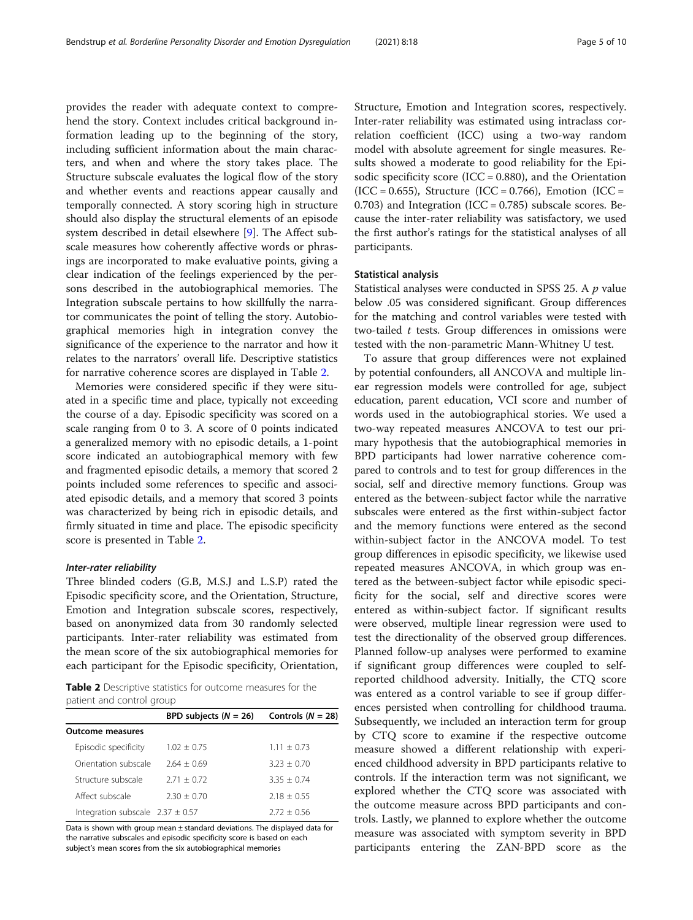provides the reader with adequate context to comprehend the story. Context includes critical background information leading up to the beginning of the story, including sufficient information about the main characters, and when and where the story takes place. The Structure subscale evaluates the logical flow of the story and whether events and reactions appear causally and temporally connected. A story scoring high in structure should also display the structural elements of an episode system described in detail elsewhere [9]. The Affect subscale measures how coherently affective words or phrasings are incorporated to make evaluative points, giving a clear indication of the feelings experienced by the persons described in the autobiographical memories. The Integration subscale pertains to how skillfully the narrator communicates the point of telling the story. Autobiographical memories high in integration convey the significance of the experience to the narrator and how it relates to the narrators' overall life. Descriptive statistics for narrative coherence scores are displayed in Table 2.

Memories were considered specific if they were situated in a specific time and place, typically not exceeding the course of a day. Episodic specificity was scored on a scale ranging from 0 to 3. A score of 0 points indicated a generalized memory with no episodic details, a 1-point score indicated an autobiographical memory with few and fragmented episodic details, a memory that scored 2 points included some references to specific and associated episodic details, and a memory that scored 3 points was characterized by being rich in episodic details, and firmly situated in time and place. The episodic specificity score is presented in Table 2.

#### *Inter-rater reliability*

Three blinded coders (G.B, M.S.J and L.S.P) rated the Episodic specificity score, and the Orientation, Structure, Emotion and Integration subscale scores, respectively, based on anonymized data from 30 randomly selected participants. Inter-rater reliability was estimated from the mean score of the six autobiographical memories for each participant for the Episodic specificity, Orientation, Structure, Emotion and Integration scores, respectively. Inter-rater reliability was estimated using intraclass correlation coefficient (ICC) using a two-way random model with absolute agreement for single measures. Results showed a moderate to good reliability for the Episodic specificity score (ICC = 0.880), and the Orientation (ICC = 0.655), Structure (ICC = 0.766), Emotion (ICC = 0.703) and Integration (ICC = 0.785) subscale scores. Because the inter-rater reliability was satisfactory, we used the first author's ratings for the statistical analyses of all participants.

**Table 2** Descriptive statistics for outcome measures for the patient and control group

| | BPD subjects ($N = 26$) | Controls ($N = 28$) |
|---|---|---|
| **Outcome measures** | | |
| Episodic specificity | 1.02 ± 0.75 | 1.11 ± 0.73 |
| Orientation subscale | 2.64 ± 0.69 | 3.23 ± 0.70 |
| Structure subscale | 2.71 ± 0.72 | 3.35 ± 0.74 |
| Affect subscale | 2.30 ± 0.70 | 2.18 ± 0.55 |
| Integration subscale | 2.37 ± 0.57 | 2.72 ± 0.56 |

Data is shown with group mean ± standard deviations. The displayed data for the narrative subscales and episodic specificity score is based on each subject's mean scores from the six autobiographical memories

### Statistical analysis

Statistical analyses were conducted in SPSS 25. A $p$ value below .05 was considered significant. Group differences for the matching and control variables were tested with two-tailed $t$ tests. Group differences in omissions were tested with the non-parametric Mann-Whitney U test.

To assure that group differences were not explained by potential confounders, all ANCOVA and multiple linear regression models were controlled for age, subject education, parent education, VCI score and number of words used in the autobiographical stories. We used a two-way repeated measures ANCOVA to test our primary hypothesis that the autobiographical memories in BPD participants had lower narrative coherence compared to controls and to test for group differences in the social, self and directive memory functions. Group was entered as the between-subject factor while the narrative subscales were entered as the first within-subject factor and the memory functions were entered as the second within-subject factor in the ANCOVA model. To test group differences in episodic specificity, we likewise used repeated measures ANCOVA, in which group was entered as the between-subject factor while episodic specificity for the social, self and directive scores were entered as within-subject factor. If significant results were observed, multiple linear regression were used to test the directionality of the observed group differences. Planned follow-up analyses were performed to examine if significant group differences were coupled to self-reported childhood adversity. Initially, the CTQ score was entered as a control variable to see if group differences persisted when controlling for childhood trauma. Subsequently, we included an interaction term for group by CTQ score to examine if the respective outcome measure showed a different relationship with experienced childhood adversity in BPD participants relative to controls. If the interaction term was not significant, we explored whether the CTQ score was associated with the outcome measure across BPD participants and controls. Lastly, we planned to explore whether the outcome measure was associated with symptom severity in BPD participants entering the ZAN-BPD score as the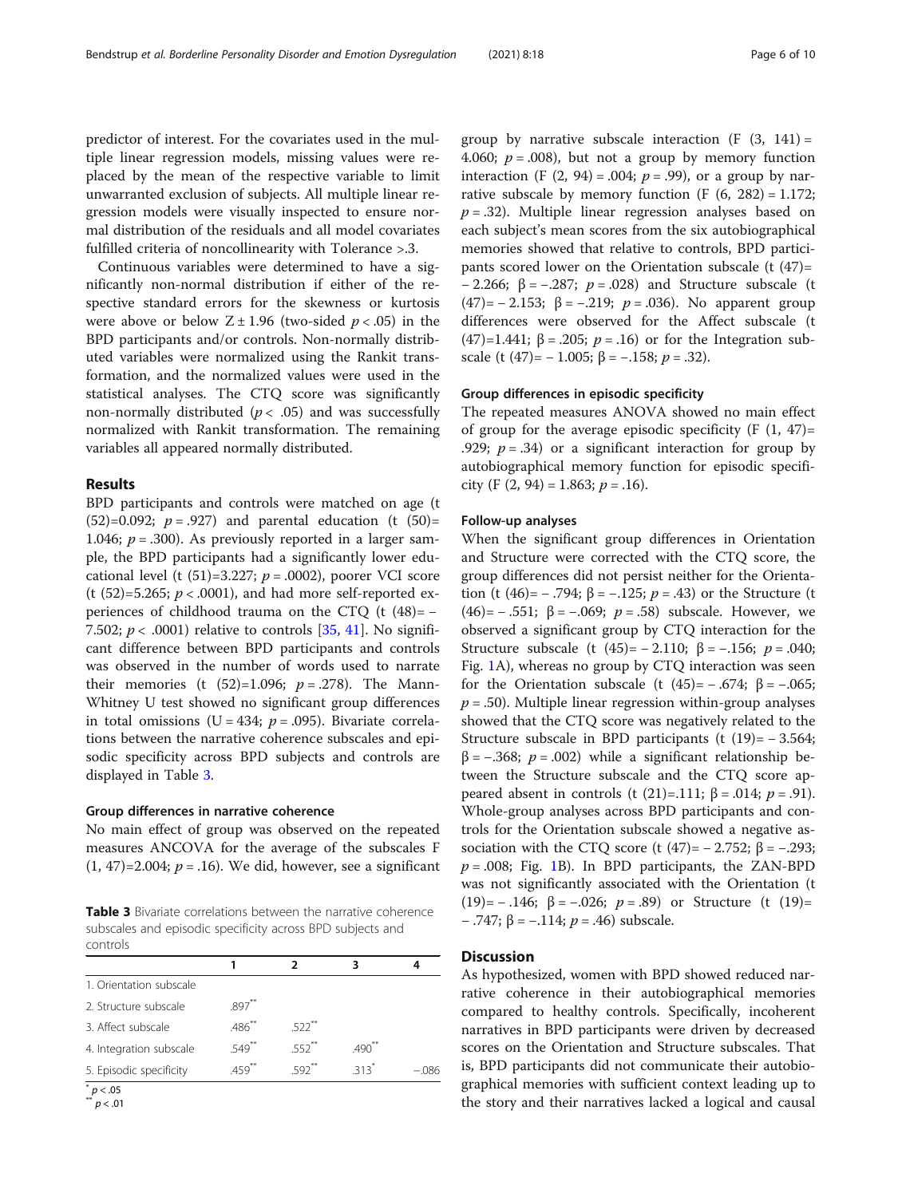predictor of interest. For the covariates used in the multiple linear regression models, missing values were replaced by the mean of the respective variable to limit unwarranted exclusion of subjects. All multiple linear regression models were visually inspected to ensure normal distribution of the residuals and all model covariates fulfilled criteria of noncollinearity with Tolerance >.3.

Continuous variables were determined to have a significantly non-normal distribution if either of the respective standard errors for the skewness or kurtosis were above or below $Z \pm 1.96$ (two-sided $p < .05$) in the BPD participants and/or controls. Non-normally distributed variables were normalized using the Rankit transformation, and the normalized values were used in the statistical analyses. The CTQ score was significantly non-normally distributed ($p < .05$) and was successfully normalized with Rankit transformation. The remaining variables all appeared normally distributed.

## Results

BPD participants and controls were matched on age ($t\ (52)=0.092$; $p = .927$) and parental education ($t\ (50)= 1.046$; $p = .300$). As previously reported in a larger sample, the BPD participants had a significantly lower educational level ($t\ (51)=3.227$; $p = .0002$), poorer VCI score ($t\ (52)=5.265$; $p < .0001$), and had more self-reported experiences of childhood trauma on the CTQ ($t\ (48)= -7.502$; $p < .0001$) relative to controls [35, 41]. No significant difference between BPD participants and controls was observed in the number of words used to narrate their memories ($t\ (52)=1.096$; $p = .278$). The Mann-Whitney U test showed no significant group differences in total omissions ($U = 434$; $p = .095$). Bivariate correlations between the narrative coherence subscales and episodic specificity across BPD subjects and controls are displayed in Table 3.

### Group differences in narrative coherence

No main effect of group was observed on the repeated measures ANCOVA for the average of the subscales $F\ (1, 47)=2.004$; $p = .16$). We did, however, see a significant group by narrative subscale interaction ($F\ (3, 141) = 4.060$; $p = .008$), but not a group by memory function interaction ($F\ (2, 94) = .004$; $p = .99$), or a group by narrative subscale by memory function ($F\ (6, 282) = 1.172$; $p = .32$). Multiple linear regression analyses based on each subject's mean scores from the six autobiographical memories showed that relative to controls, BPD participants scored lower on the Orientation subscale ($t\ (47)= -2.266$; $\beta = -.287$; $p = .028$) and Structure subscale ($t\ (47)= -2.153$; $\beta = -.219$; $p = .036$). No apparent group differences were observed for the Affect subscale ($t\ (47)=1.441$; $\beta = .205$; $p = .16$) or for the Integration subscale ($t\ (47)= -1.005$; $\beta = -.158$; $p = .32$).

### Group differences in episodic specificity

The repeated measures ANOVA showed no main effect of group for the average episodic specificity ($F\ (1, 47)= .929$; $p = .34$) or a significant interaction for group by autobiographical memory function for episodic specificity ($F\ (2, 94) = 1.863$; $p = .16$).

### Follow-up analyses

When the significant group differences in Orientation and Structure were corrected with the CTQ score, the group differences did not persist neither for the Orientation ($t\ (46)= -.794$; $\beta = -.125$; $p = .43$) or the Structure ($t\ (46)= -.551$; $\beta = -.069$; $p = .58$) subscale. However, we observed a significant group by CTQ interaction for the Structure subscale ($t\ (45)= -2.110$; $\beta = -.156$; $p = .040$; Fig. 1A), whereas no group by CTQ interaction was seen for the Orientation subscale ($t\ (45)= -.674$; $\beta = -.065$; $p = .50$). Multiple linear regression within-group analyses showed that the CTQ score was negatively related to the Structure subscale in BPD participants ($t\ (19)= -3.564$; $\beta = -.368$; $p = .002$) while a significant relationship between the Structure subscale and the CTQ score appeared absent in controls ($t\ (21)=.111$; $\beta = .014$; $p = .91$). Whole-group analyses across BPD participants and controls for the Orientation subscale showed a negative association with the CTQ score ($t\ (47)= -2.752$; $\beta = -.293$; $p = .008$; Fig. 1B). In BPD participants, the ZAN-BPD was not significantly associated with the Orientation ($t\ (19)= -.146$; $\beta = -.026$; $p = .89$) or Structure ($t\ (19)= -.747$; $\beta = -.114$; $p = .46$) subscale.

**Table 3** Bivariate correlations between the narrative coherence subscales and episodic specificity across BPD subjects and controls

| | 1 | 2 | 3 | 4 |
|---|---|---|---|---|
| 1. Orientation subscale | | | | |
| 2. Structure subscale | .897** | | | |
| 3. Affect subscale | .486** | .522** | | |
| 4. Integration subscale | .549** | .552** | .490** | |
| 5. Episodic specificity | .459** | .592** | .313* | −.086 |

\* $p < .05$

\** $p < .01$

## Discussion

As hypothesized, women with BPD showed reduced narrative coherence in their autobiographical memories compared to healthy controls. Specifically, incoherent narratives in BPD participants were driven by decreased scores on the Orientation and Structure subscales. That is, BPD participants did not communicate their autobiographical memories with sufficient context leading up to the story and their narratives lacked a logical and causal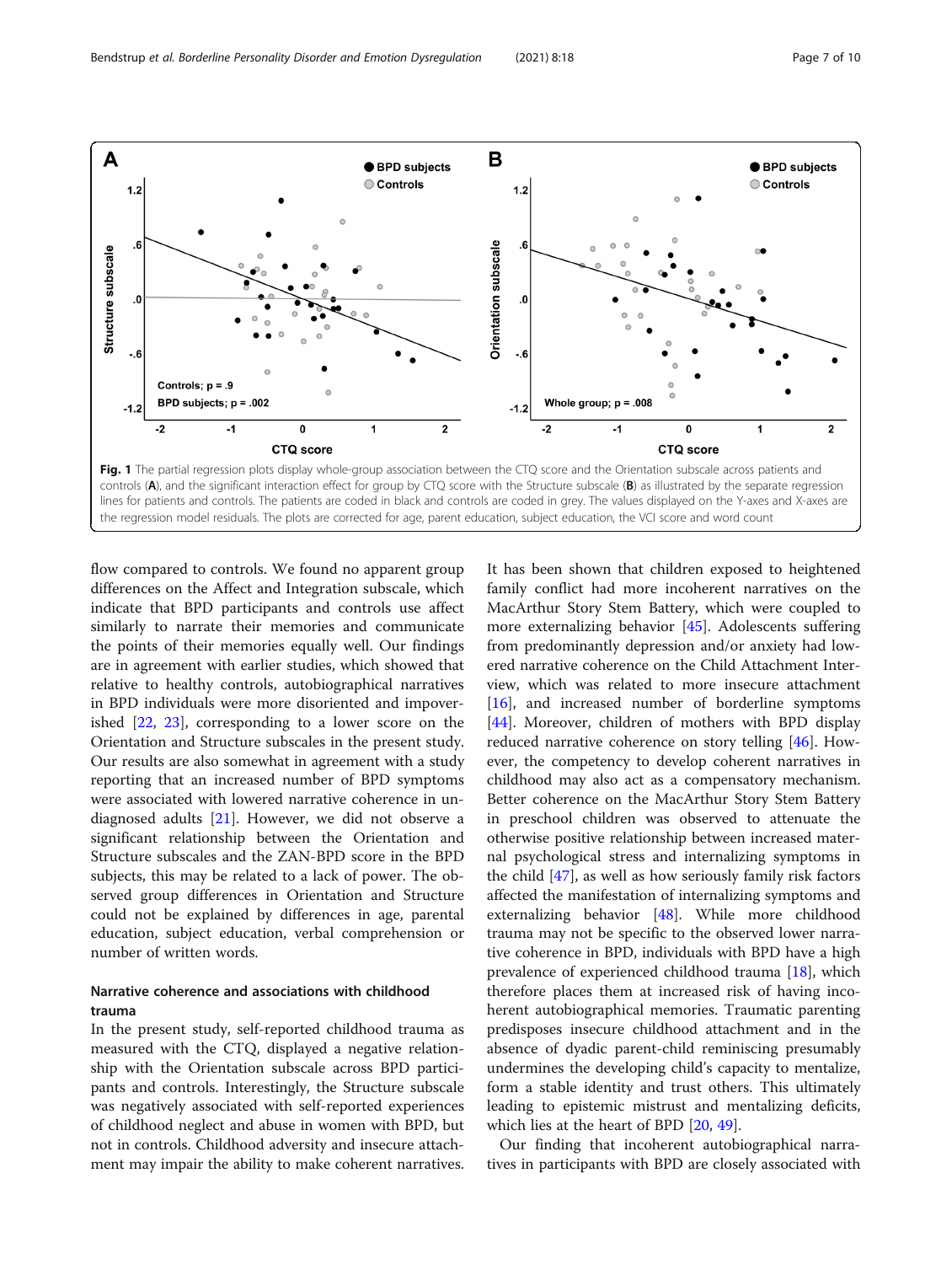Fig. 1 The partial regression plots display whole-group association between the CTQ score and the Orientation subscale across patients and controls (A), and the significant interaction effect for group by CTQ score with the Structure subscale (B) as illustrated by the separate regression lines for patients and controls. The patients are coded in black and controls are coded in grey. The values displayed on the Y-axes and X-axes are the regression model residuals. The plots are corrected for age, parent education, subject education, the VCI score and word count

flow compared to controls. We found no apparent group differences on the Affect and Integration subscale, which indicate that BPD participants and controls use affect similarly to narrate their memories and communicate the points of their memories equally well. Our findings are in agreement with earlier studies, which showed that relative to healthy controls, autobiographical narratives in BPD individuals were more disoriented and impoverished [22, 23], corresponding to a lower score on the Orientation and Structure subscales in the present study. Our results are also somewhat in agreement with a study reporting that an increased number of BPD symptoms were associated with lowered narrative coherence in undiagnosed adults [21]. However, we did not observe a significant relationship between the Orientation and Structure subscales and the ZAN-BPD score in the BPD subjects, this may be related to a lack of power. The observed group differences in Orientation and Structure could not be explained by differences in age, parental education, subject education, verbal comprehension or number of written words.

### Narrative coherence and associations with childhood trauma

In the present study, self-reported childhood trauma as measured with the CTQ, displayed a negative relationship with the Orientation subscale across BPD participants and controls. Interestingly, the Structure subscale was negatively associated with self-reported experiences of childhood neglect and abuse in women with BPD, but not in controls. Childhood adversity and insecure attachment may impair the ability to make coherent narratives. It has been shown that children exposed to heightened family conflict had more incoherent narratives on the MacArthur Story Stem Battery, which were coupled to more externalizing behavior [45]. Adolescents suffering from predominantly depression and/or anxiety had lowered narrative coherence on the Child Attachment Interview, which was related to more insecure attachment [16], and increased number of borderline symptoms [44]. Moreover, children of mothers with BPD display reduced narrative coherence on story telling [46]. However, the competency to develop coherent narratives in childhood may also act as a compensatory mechanism. Better coherence on the MacArthur Story Stem Battery in preschool children was observed to attenuate the otherwise positive relationship between increased maternal psychological stress and internalizing symptoms in the child [47], as well as how seriously family risk factors affected the manifestation of internalizing symptoms and externalizing behavior [48]. While more childhood trauma may not be specific to the observed lower narrative coherence in BPD, individuals with BPD have a high prevalence of experienced childhood trauma [18], which therefore places them at increased risk of having incoherent autobiographical memories. Traumatic parenting predisposes insecure childhood attachment and in the absence of dyadic parent-child reminiscing presumably undermines the developing child's capacity to mentalize, form a stable identity and trust others. This ultimately leading to epistemic mistrust and mentalizing deficits, which lies at the heart of BPD [20, 49].

Our finding that incoherent autobiographical narratives in participants with BPD are closely associated with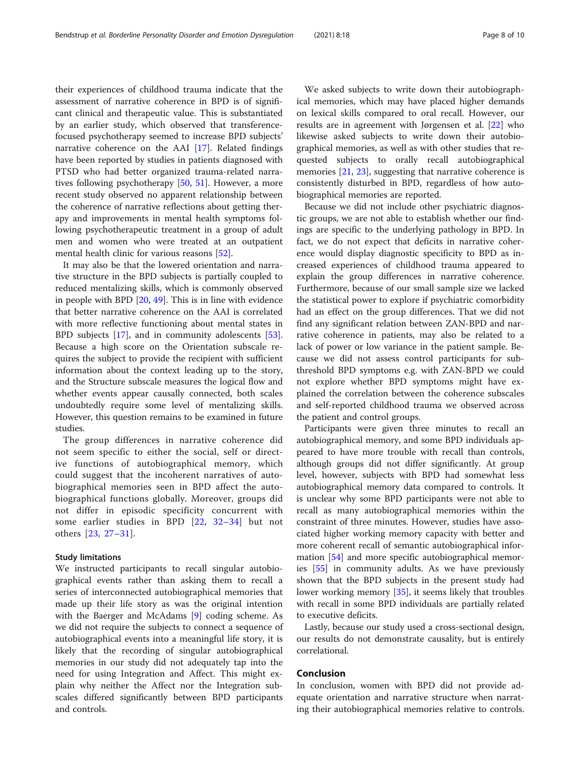their experiences of childhood trauma indicate that the assessment of narrative coherence in BPD is of significant clinical and therapeutic value. This is substantiated by an earlier study, which observed that transference-focused psychotherapy seemed to increase BPD subjects' narrative coherence on the AAI [17]. Related findings have been reported by studies in patients diagnosed with PTSD who had better organized trauma-related narratives following psychotherapy [50, 51]. However, a more recent study observed no apparent relationship between the coherence of narrative reflections about getting therapy and improvements in mental health symptoms following psychotherapeutic treatment in a group of adult men and women who were treated at an outpatient mental health clinic for various reasons [52].

It may also be that the lowered orientation and narrative structure in the BPD subjects is partially coupled to reduced mentalizing skills, which is commonly observed in people with BPD [20, 49]. This is in line with evidence that better narrative coherence on the AAI is correlated with more reflective functioning about mental states in BPD subjects [17], and in community adolescents [53]. Because a high score on the Orientation subscale requires the subject to provide the recipient with sufficient information about the context leading up to the story, and the Structure subscale measures the logical flow and whether events appear causally connected, both scales undoubtedly require some level of mentalizing skills. However, this question remains to be examined in future studies.

The group differences in narrative coherence did not seem specific to either the social, self or directive functions of autobiographical memory, which could suggest that the incoherent narratives of autobiographical memories seen in BPD affect the autobiographical functions globally. Moreover, groups did not differ in episodic specificity concurrent with some earlier studies in BPD [22, 32–34] but not others [23, 27–31].

#### Study limitations

We instructed participants to recall singular autobiographical events rather than asking them to recall a series of interconnected autobiographical memories that made up their life story as was the original intention with the Baerger and McAdams [9] coding scheme. As we did not require the subjects to connect a sequence of autobiographical events into a meaningful life story, it is likely that the recording of singular autobiographical memories in our study did not adequately tap into the need for using Integration and Affect. This might explain why neither the Affect nor the Integration subscales differed significantly between BPD participants and controls.

We asked subjects to write down their autobiographical memories, which may have placed higher demands on lexical skills compared to oral recall. However, our results are in agreement with Jørgensen et al. [22] who likewise asked subjects to write down their autobiographical memories, as well as with other studies that requested subjects to orally recall autobiographical memories [21, 23], suggesting that narrative coherence is consistently disturbed in BPD, regardless of how autobiographical memories are reported.

Because we did not include other psychiatric diagnostic groups, we are not able to establish whether our findings are specific to the underlying pathology in BPD. In fact, we do not expect that deficits in narrative coherence would display diagnostic specificity to BPD as increased experiences of childhood trauma appeared to explain the group differences in narrative coherence. Furthermore, because of our small sample size we lacked the statistical power to explore if psychiatric comorbidity had an effect on the group differences. That we did not find any significant relation between ZAN-BPD and narrative coherence in patients, may also be related to a lack of power or low variance in the patient sample. Because we did not assess control participants for subthreshold BPD symptoms e.g. with ZAN-BPD we could not explore whether BPD symptoms might have explained the correlation between the coherence subscales and self-reported childhood trauma we observed across the patient and control groups.

Participants were given three minutes to recall an autobiographical memory, and some BPD individuals appeared to have more trouble with recall than controls, although groups did not differ significantly. At group level, however, subjects with BPD had somewhat less autobiographical memory data compared to controls. It is unclear why some BPD participants were not able to recall as many autobiographical memories within the constraint of three minutes. However, studies have associated higher working memory capacity with better and more coherent recall of semantic autobiographical information [54] and more specific autobiographical memories [55] in community adults. As we have previously shown that the BPD subjects in the present study had lower working memory [35], it seems likely that troubles with recall in some BPD individuals are partially related to executive deficits.

Lastly, because our study used a cross-sectional design, our results do not demonstrate causality, but is entirely correlational.

## Conclusion

In conclusion, women with BPD did not provide adequate orientation and narrative structure when narrating their autobiographical memories relative to controls.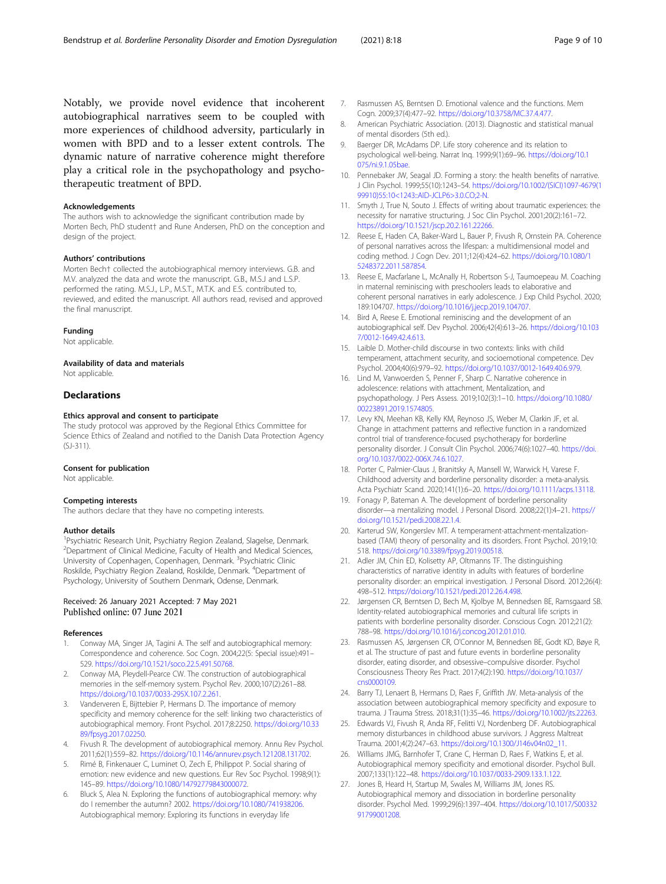Notably, we provide novel evidence that incoherent autobiographical narratives seem to be coupled with more experiences of childhood adversity, particularly in women with BPD and to a lesser extent controls. The dynamic nature of narrative coherence might therefore play a critical role in the psychopathology and psychotherapeutic treatment of BPD.

#### Acknowledgements

The authors wish to acknowledge the significant contribution made by Morten Bech, PhD student† and Rune Andersen, PhD on the conception and design of the project.

#### Authors' contributions

Morten Bech† collected the autobiographical memory interviews. G.B. and M.V. analyzed the data and wrote the manuscript. G.B., M.S.J and L.S.P. performed the rating. M.S.J., L.P., M.S.T., M.T.K. and E.S. contributed to, reviewed, and edited the manuscript. All authors read, revised and approved the final manuscript.

#### Funding

Not applicable.

#### Availability of data and materials

Not applicable.

## Declarations

#### Ethics approval and consent to participate

The study protocol was approved by the Regional Ethics Committee for Science Ethics of Zealand and notified to the Danish Data Protection Agency (SJ-311).

#### Consent for publication

Not applicable.

#### Competing interests

The authors declare that they have no competing interests.

#### Author details

[1]Psychiatric Research Unit, Psychiatry Region Zealand, Slagelse, Denmark. [2]Department of Clinical Medicine, Faculty of Health and Medical Sciences, University of Copenhagen, Copenhagen, Denmark. [3]Psychiatric Clinic Roskilde, Psychiatry Region Zealand, Roskilde, Denmark. [4]Department of Psychology, University of Southern Denmark, Odense, Denmark.

Received: 26 January 2021 Accepted: 7 May 2021
Published online: 07 June 2021

#### References

1. Conway MA, Singer JA, Tagini A. The self and autobiographical memory: Correspondence and coherence. Soc Cogn. 2004;22(5: Special issue):491–529. https://doi.org/10.1521/soco.22.5.491.50768.
2. Conway MA, Pleydell-Pearce CW. The construction of autobiographical memories in the self-memory system. Psychol Rev. 2000;107(2):261–88. https://doi.org/10.1037/0033-295X.107.2.261.
3. Vanderveren E, Bijttebier P, Hermans D. The importance of memory specificity and memory coherence for the self: linking two characteristics of autobiographical memory. Front Psychol. 2017;8:2250. https://doi.org/10.3389/fpsyg.2017.02250.
4. Fivush R. The development of autobiographical memory. Annu Rev Psychol. 2011;62(1):559–82. https://doi.org/10.1146/annurev.psych.121208.131702.
5. Rimé B, Finkenauer C, Luminet O, Zech E, Philippot P. Social sharing of emotion: new evidence and new questions. Eur Rev Soc Psychol. 1998;9(1):145–89. https://doi.org/10.1080/14792779843000072.
6. Bluck S, Alea N. Exploring the functions of autobiographical memory: why do I remember the autumn? 2002. https://doi.org/10.1080/741938206. Autobiographical memory: Exploring its functions in everyday life
7. Rasmussen AS, Berntsen D. Emotional valence and the functions. Mem Cogn. 2009;37(4):477–92. https://doi.org/10.3758/MC.37.4.477.
8. American Psychiatric Association. (2013). Diagnostic and statistical manual of mental disorders (5th ed.).
9. Baerger DR, McAdams DP. Life story coherence and its relation to psychological well-being. Narrat Inq. 1999;9(1):69–96. https://doi.org/10.1075/ni.9.1.05bae.
10. Pennebaker JW, Seagal JD. Forming a story: the health benefits of narrative. J Clin Psychol. 1999;55(10):1243–54. https://doi.org/10.1002/(SICI)1097-4679(199910)55:10<1243::AID-JCLP6>3.0.CO;2-N.
11. Smyth J, True N, Souto J. Effects of writing about traumatic experiences: the necessity for narrative structuring. J Soc Clin Psychol. 2001;20(2):161–72. https://doi.org/10.1521/jscp.20.2.161.22266.
12. Reese E, Haden CA, Baker-Ward L, Bauer P, Fivush R, Ornstein PA. Coherence of personal narratives across the lifespan: a multidimensional model and coding method. J Cogn Dev. 2011;12(4):424–62. https://doi.org/10.1080/15248372.2011.587854.
13. Reese E, Macfarlane L, McAnally H, Robertson S-J, Taumoepeau M. Coaching in maternal reminiscing with preschoolers leads to elaborative and coherent personal narratives in early adolescence. J Exp Child Psychol. 2020;189:104707. https://doi.org/10.1016/j.jecp.2019.104707.
14. Bird A, Reese E. Emotional reminiscing and the development of an autobiographical self. Dev Psychol. 2006;42(4):613–26. https://doi.org/10.1037/0012-1649.42.4.613.
15. Laible D. Mother-child discourse in two contexts: links with child temperament, attachment security, and socioemotional competence. Dev Psychol. 2004;40(6):979–92. https://doi.org/10.1037/0012-1649.40.6.979.
16. Lind M, Vanwoerden S, Penner F, Sharp C. Narrative coherence in adolescence: relations with attachment, Mentalization, and psychopathology. J Pers Assess. 2019;102(3):1–10. https://doi.org/10.1080/00223891.2019.1574805.
17. Levy KN, Meehan KB, Kelly KM, Reynoso JS, Weber M, Clarkin JF, et al. Change in attachment patterns and reflective function in a randomized control trial of transference-focused psychotherapy for borderline personality disorder. J Consult Clin Psychol. 2006;74(6):1027–40. https://doi.org/10.1037/0022-006X.74.6.1027.
18. Porter C, Palmier-Claus J, Branitsky A, Mansell W, Warwick H, Varese F. Childhood adversity and borderline personality disorder: a meta-analysis. Acta Psychiatr Scand. 2020;141(1):6–20. https://doi.org/10.1111/acps.13118.
19. Fonagy P, Bateman A. The development of borderline personality disorder—a mentalizing model. J Personal Disord. 2008;22(1):4–21. https://doi.org/10.1521/pedi.2008.22.1.4.
20. Karterud SW, Kongerslev MT. A temperament-attachment-mentalization-based (TAM) theory of personality and its disorders. Front Psychol. 2019;10:518. https://doi.org/10.3389/fpsyg.2019.00518.
21. Adler JM, Chin ED, Kolisetty AP, Oltmanns TF. The distinguishing characteristics of narrative identity in adults with features of borderline personality disorder: an empirical investigation. J Personal Disord. 2012;26(4):498–512. https://doi.org/10.1521/pedi.2012.26.4.498.
22. Jørgensen CR, Berntsen D, Bech M, Kjolbye M, Bennedsen BE, Ramsgaard SB. Identity-related autobiographical memories and cultural life scripts in patients with borderline personality disorder. Conscious Cogn. 2012;21(2):788–98. https://doi.org/10.1016/j.concog.2012.01.010.
23. Rasmussen AS, Jørgensen CR, O'Connor M, Bennedsen BE, Godt KD, Bøye R, et al. The structure of past and future events in borderline personality disorder, eating disorder, and obsessive–compulsive disorder. Psychol Consciousness Theory Res Pract. 2017;4(2):190. https://doi.org/10.1037/cns0000109.
24. Barry TJ, Lenaert B, Hermans D, Raes F, Griffith JW. Meta-analysis of the association between autobiographical memory specificity and exposure to trauma. J Trauma Stress. 2018;31(1):35–46. https://doi.org/10.1002/jts.22263.
25. Edwards VJ, Fivush R, Anda RF, Felitti VJ, Nordenberg DF. Autobiographical memory disturbances in childhood abuse survivors. J Aggress Maltreat Trauma. 2001;4(2):247–63. https://doi.org/10.1300/J146v04n02_11.
26. Williams JMG, Barnhofer T, Crane C, Herman D, Raes F, Watkins E, et al. Autobiographical memory specificity and emotional disorder. Psychol Bull. 2007;133(1):122–48. https://doi.org/10.1037/0033-2909.133.1.122.
27. Jones B, Heard H, Startup M, Swales M, Williams JM, Jones RS. Autobiographical memory and dissociation in borderline personality disorder. Psychol Med. 1999;29(6):1397–404. https://doi.org/10.1017/S0033291799001208.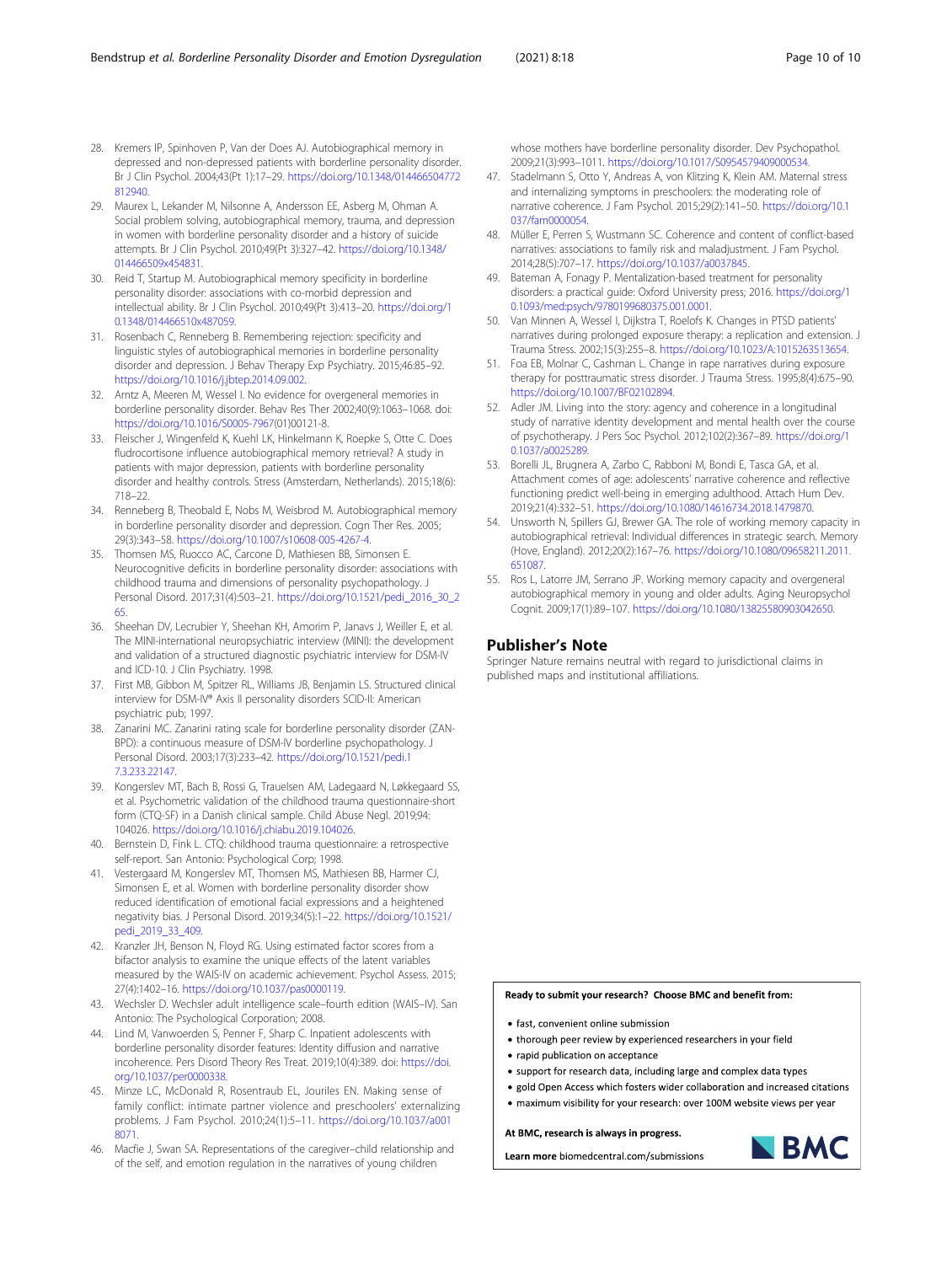28. Kremers IP, Spinhoven P, Van der Does AJ. Autobiographical memory in depressed and non-depressed patients with borderline personality disorder. Br J Clin Psychol. 2004;43(Pt 1):17–29. https://doi.org/10.1348/014466504772812940.
29. Maurex L, Lekander M, Nilsonne A, Andersson EE, Asberg M, Ohman A. Social problem solving, autobiographical memory, trauma, and depression in women with borderline personality disorder and a history of suicide attempts. Br J Clin Psychol. 2010;49(Pt 3):327–42. https://doi.org/10.1348/014466509x454831.
30. Reid T, Startup M. Autobiographical memory specificity in borderline personality disorder: associations with co-morbid depression and intellectual ability. Br J Clin Psychol. 2010;49(Pt 3):413–20. https://doi.org/10.1348/014466510x487059.
31. Rosenbach C, Renneberg B. Remembering rejection: specificity and linguistic styles of autobiographical memories in borderline personality disorder and depression. J Behav Therapy Exp Psychiatry. 2015;46:85–92. https://doi.org/10.1016/j.jbtep.2014.09.002.
32. Arntz A, Meeren M, Wessel I. No evidence for overgeneral memories in borderline personality disorder. Behav Res Ther 2002;40(9):1063–1068. doi: https://doi.org/10.1016/S0005-7967(01)00121-8.
33. Fleischer J, Wingenfeld K, Kuehl LK, Hinkelmann K, Roepke S, Otte C. Does fludrocortisone influence autobiographical memory retrieval? A study in patients with major depression, patients with borderline personality disorder and healthy controls. Stress (Amsterdam, Netherlands). 2015;18(6):718–22.
34. Renneberg B, Theobald E, Nobs M, Weisbrod M. Autobiographical memory in borderline personality disorder and depression. Cogn Ther Res. 2005;29(3):343–58. https://doi.org/10.1007/s10608-005-4267-4.
35. Thomsen MS, Ruocco AC, Carcone D, Mathiesen BB, Simonsen E. Neurocognitive deficits in borderline personality disorder: associations with childhood trauma and dimensions of personality psychopathology. J Personal Disord. 2017;31(4):503–21. https://doi.org/10.1521/pedi_2016_30_265.
36. Sheehan DV, Lecrubier Y, Sheehan KH, Amorim P, Janavs J, Weiller E, et al. The MINI-international neuropsychiatric interview (MINI): the development and validation of a structured diagnostic psychiatric interview for DSM-IV and ICD-10. J Clin Psychiatry. 1998.
37. First MB, Gibbon M, Spitzer RL, Williams JB, Benjamin LS. Structured clinical interview for DSM-IV® Axis II personality disorders SCID-II: American psychiatric pub; 1997.
38. Zanarini MC. Zanarini rating scale for borderline personality disorder (ZAN-BPD): a continuous measure of DSM-IV borderline psychopathology. J Personal Disord. 2003;17(3):233–42. https://doi.org/10.1521/pedi.17.3.233.22147.
39. Kongerslev MT, Bach B, Rossi G, Trauelsen AM, Ladegaard N, Løkkegaard SS, et al. Psychometric validation of the childhood trauma questionnaire-short form (CTQ-SF) in a Danish clinical sample. Child Abuse Negl. 2019;94:104026. https://doi.org/10.1016/j.chiabu.2019.104026.
40. Bernstein D, Fink L. CTQ: childhood trauma questionnaire: a retrospective self-report. San Antonio: Psychological Corp; 1998.
41. Vestergaard M, Kongerslev MT, Thomsen MS, Mathiesen BB, Harmer CJ, Simonsen E, et al. Women with borderline personality disorder show reduced identification of emotional facial expressions and a heightened negativity bias. J Personal Disord. 2019;34(5):1–22. https://doi.org/10.1521/pedi_2019_33_409.
42. Kranzler JH, Benson N, Floyd RG. Using estimated factor scores from a bifactor analysis to examine the unique effects of the latent variables measured by the WAIS-IV on academic achievement. Psychol Assess. 2015;27(4):1402–16. https://doi.org/10.1037/pas0000119.
43. Wechsler D. Wechsler adult intelligence scale–fourth edition (WAIS–IV). San Antonio: The Psychological Corporation; 2008.
44. Lind M, Vanwoerden S, Penner F, Sharp C. Inpatient adolescents with borderline personality disorder features: Identity diffusion and narrative incoherence. Pers Disord Theory Res Treat. 2019;10(4):389. doi: https://doi.org/10.1037/per0000338.
45. Minze LC, McDonald R, Rosentraub EL, Jouriles EN. Making sense of family conflict: intimate partner violence and preschoolers' externalizing problems. J Fam Psychol. 2010;24(1):5–11. https://doi.org/10.1037/a0018071.
46. Macfie J, Swan SA. Representations of the caregiver–child relationship and of the self, and emotion regulation in the narratives of young children whose mothers have borderline personality disorder. Dev Psychopathol. 2009;21(3):993–1011. https://doi.org/10.1017/S0954579409000534.
47. Stadelmann S, Otto Y, Andreas A, von Klitzing K, Klein AM. Maternal stress and internalizing symptoms in preschoolers: the moderating role of narrative coherence. J Fam Psychol. 2015;29(2):141–50. https://doi.org/10.1037/fam0000054.
48. Müller E, Perren S, Wustmann SC. Coherence and content of conflict-based narratives: associations to family risk and maladjustment. J Fam Psychol. 2014;28(5):707–17. https://doi.org/10.1037/a0037845.
49. Bateman A, Fonagy P. Mentalization-based treatment for personality disorders: a practical guide: Oxford University press; 2016. https://doi.org/10.1093/med:psych/9780199680375.001.0001.
50. Van Minnen A, Wessel I, Dijkstra T, Roelofs K. Changes in PTSD patients' narratives during prolonged exposure therapy: a replication and extension. J Trauma Stress. 2002;15(3):255–8. https://doi.org/10.1023/A:1015263513654.
51. Foa EB, Molnar C, Cashman L. Change in rape narratives during exposure therapy for posttraumatic stress disorder. J Trauma Stress. 1995;8(4):675–90. https://doi.org/10.1007/BF02102894.
52. Adler JM. Living into the story: agency and coherence in a longitudinal study of narrative identity development and mental health over the course of psychotherapy. J Pers Soc Psychol. 2012;102(2):367–89. https://doi.org/10.1037/a0025289.
53. Borelli JL, Brugnera A, Zarbo C, Rabboni M, Bondi E, Tasca GA, et al. Attachment comes of age: adolescents' narrative coherence and reflective functioning predict well-being in emerging adulthood. Attach Hum Dev. 2019;21(4):332–51. https://doi.org/10.1080/14616734.2018.1479870.
54. Unsworth N, Spillers GJ, Brewer GA. The role of working memory capacity in autobiographical retrieval: Individual differences in strategic search. Memory (Hove, England). 2012;20(2):167–76. https://doi.org/10.1080/09658211.2011.651087.
55. Ros L, Latorre JM, Serrano JP. Working memory capacity and overgeneral autobiographical memory in young and older adults. Aging Neuropsychol Cognit. 2009;17(1):89–107. https://doi.org/10.1080/13825580903042650.

## Publisher's Note

Springer Nature remains neutral with regard to jurisdictional claims in published maps and institutional affiliations.

**Ready to submit your research? Choose BMC and benefit from:**

- fast, convenient online submission
- thorough peer review by experienced researchers in your field
- rapid publication on acceptance
- support for research data, including large and complex data types
- gold Open Access which fosters wider collaboration and increased citations
- maximum visibility for your research: over 100M website views per year

**At BMC, research is always in progress.**

**Learn more** biomedcentral.com/submissions

BMC